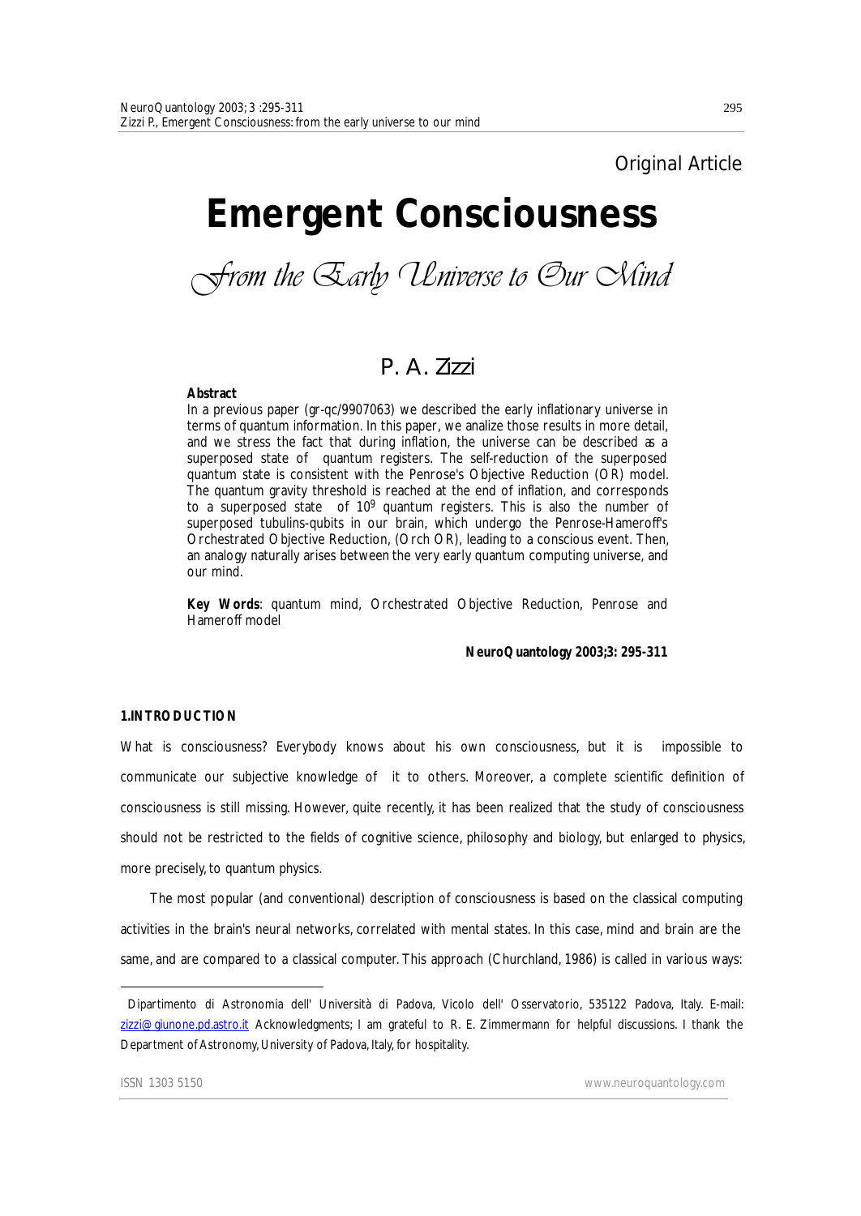Original Article

# Emergent Consciousness

## From the Early Universe to Our Mind

### P. A. Zizzi

**Abstract**

In a previous paper (gr-qc/9907063) we described the early inflationary universe in terms of quantum information. In this paper, we analize those results in more detail, and we stress the fact that during inflation, the universe can be described as a superposed state of quantum registers. The self-reduction of the superposed quantum state is consistent with the Penrose's Objective Reduction (OR) model. The quantum gravity threshold is reached at the end of inflation, and corresponds to a superposed state of $10^9$ quantum registers. This is also the number of superposed tubulins-qubits in our brain, which undergo the Penrose-Hameroff's Orchestrated Objective Reduction, (Orch OR), leading to a conscious event. Then, an analogy naturally arises between the very early quantum computing universe, and our mind.

**Key Words**: quantum mind, Orchestrated Objective Reduction, Penrose and Hameroff model

**NeuroQuantology 2003;3: 295-311**

## 1.INTRODUCTION

What is consciousness? Everybody knows about his own consciousness, but it is impossible to communicate our subjective knowledge of it to others. Moreover, a complete scientific definition of consciousness is still missing. However, quite recently, it has been realized that the study of consciousness should not be restricted to the fields of cognitive science, philosophy and biology, but enlarged to physics, more precisely, to quantum physics.

The most popular (and conventional) description of consciousness is based on the classical computing activities in the brain's neural networks, correlated with mental states. In this case, mind and brain are the same, and are compared to a classical computer. This approach (Churchland, 1986) is called in various ways:

Dipartimento di Astronomia dell' Università di Padova, Vicolo dell' Osservatorio, 535122 Padova, Italy. E-mail: zizzi@giunone.pd.astro.it Acknowledgments; I am grateful to R. E. Zimmermann for helpful discussions. I thank the Department of Astronomy, University of Padova, Italy, for hospitality.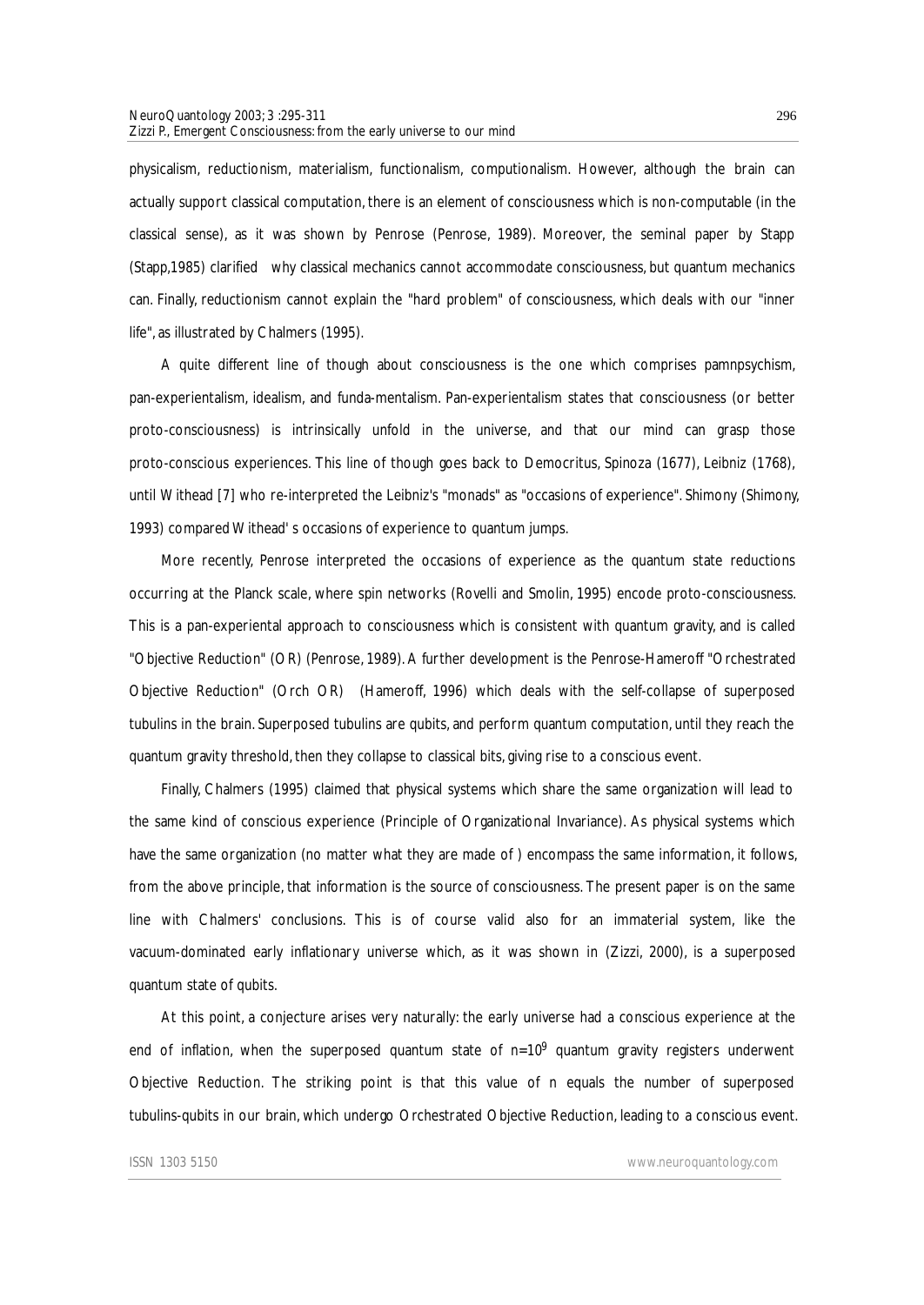physicalism, reductionism, materialism, functionalism, computionalism. However, although the brain can actually support classical computation, there is an element of consciousness which is non-computable (in the classical sense), as it was shown by Penrose (Penrose, 1989). Moreover, the seminal paper by Stapp (Stapp,1985) clarified why classical mechanics cannot accommodate consciousness, but quantum mechanics can. Finally, reductionism cannot explain the "hard problem" of consciousness, which deals with our "inner life", as illustrated by Chalmers (1995).

A quite different line of though about consciousness is the one which comprises pamnpsychism, pan-experientalism, idealism, and funda-mentalism. Pan-experientalism states that consciousness (or better proto-consciousness) is intrinsically unfold in the universe, and that our mind can grasp those proto-conscious experiences. This line of though goes back to Democritus, Spinoza (1677), Leibniz (1768), until Withead [7] who re-interpreted the Leibniz's "monads" as "occasions of experience". Shimony (Shimony, 1993) compared Withead' s occasions of experience to quantum jumps.

More recently, Penrose interpreted the occasions of experience as the quantum state reductions occurring at the Planck scale, where spin networks (Rovelli and Smolin, 1995) encode proto-consciousness. This is a pan-experiental approach to consciousness which is consistent with quantum gravity, and is called "Objective Reduction" (OR) (Penrose, 1989). A further development is the Penrose-Hameroff "Orchestrated Objective Reduction" (Orch OR) (Hameroff, 1996) which deals with the self-collapse of superposed tubulins in the brain. Superposed tubulins are qubits, and perform quantum computation, until they reach the quantum gravity threshold, then they collapse to classical bits, giving rise to a conscious event.

Finally, Chalmers (1995) claimed that physical systems which share the same organization will lead to the same kind of conscious experience (Principle of Organizational Invariance). As physical systems which have the same organization (no matter what they are made of ) encompass the same information, it follows, from the above principle, that information is the source of consciousness. The present paper is on the same line with Chalmers' conclusions. This is of course valid also for an immaterial system, like the vacuum-dominated early inflationary universe which, as it was shown in (Zizzi, 2000), is a superposed quantum state of qubits.

At this point, a conjecture arises very naturally: the early universe had a conscious experience at the end of inflation, when the superposed quantum state of $n=10^9$ quantum gravity registers underwent Objective Reduction. The striking point is that this value of n equals the number of superposed tubulins-qubits in our brain, which undergo Orchestrated Objective Reduction, leading to a conscious event.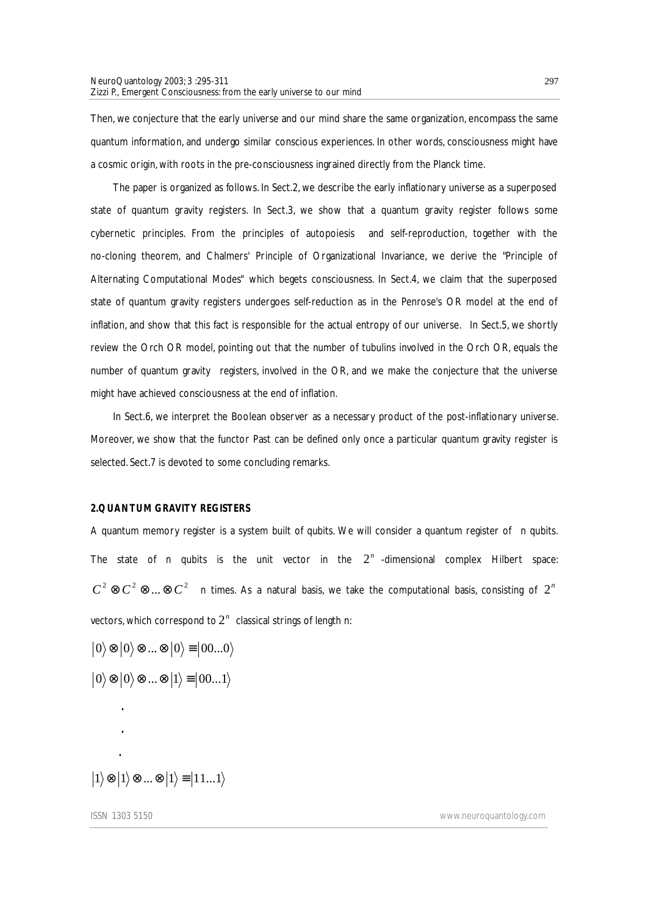Then, we conjecture that the early universe and our mind share the same organization, encompass the same quantum information, and undergo similar conscious experiences. In other words, consciousness might have a cosmic origin, with roots in the pre-consciousness ingrained directly from the Planck time.

The paper is organized as follows. In Sect.2, we describe the early inflationary universe as a superposed state of quantum gravity registers. In Sect.3, we show that a quantum gravity register follows some cybernetic principles. From the principles of autopoiesis and self-reproduction, together with the no-cloning theorem, and Chalmers' Principle of Organizational Invariance, we derive the "Principle of Alternating Computational Modes" which begets consciousness. In Sect.4, we claim that the superposed state of quantum gravity registers undergoes self-reduction as in the Penrose's OR model at the end of inflation, and show that this fact is responsible for the actual entropy of our universe. In Sect.5, we shortly review the Orch OR model, pointing out that the number of tubulins involved in the Orch OR, equals the number of quantum gravity registers, involved in the OR, and we make the conjecture that the universe might have achieved consciousness at the end of inflation.

In Sect.6, we interpret the Boolean observer as a necessary product of the post-inflationary universe. Moreover, we show that the functor Past can be defined only once a particular quantum gravity register is selected. Sect.7 is devoted to some concluding remarks.

## 2. QUANTUM GRAVITY REGISTERS

A quantum memory register is a system built of qubits. We will consider a quantum register of n qubits. The state of n qubits is the unit vector in the $2^n$-dimensional complex Hilbert space: $C^2 \otimes C^2 \otimes ... \otimes C^2$ n times. As a natural basis, we take the computational basis, consisting of $2^n$ vectors, which correspond to $2^n$ classical strings of length n:

$$|0\rangle \otimes |0\rangle \otimes ... \otimes |0\rangle \equiv |00...0\rangle$$

$$|0\rangle \otimes |0\rangle \otimes ... \otimes |1\rangle \equiv |00...1\rangle$$

$$\vdots$$

$$|1\rangle \otimes |1\rangle \otimes ... \otimes |1\rangle \equiv |11...1\rangle$$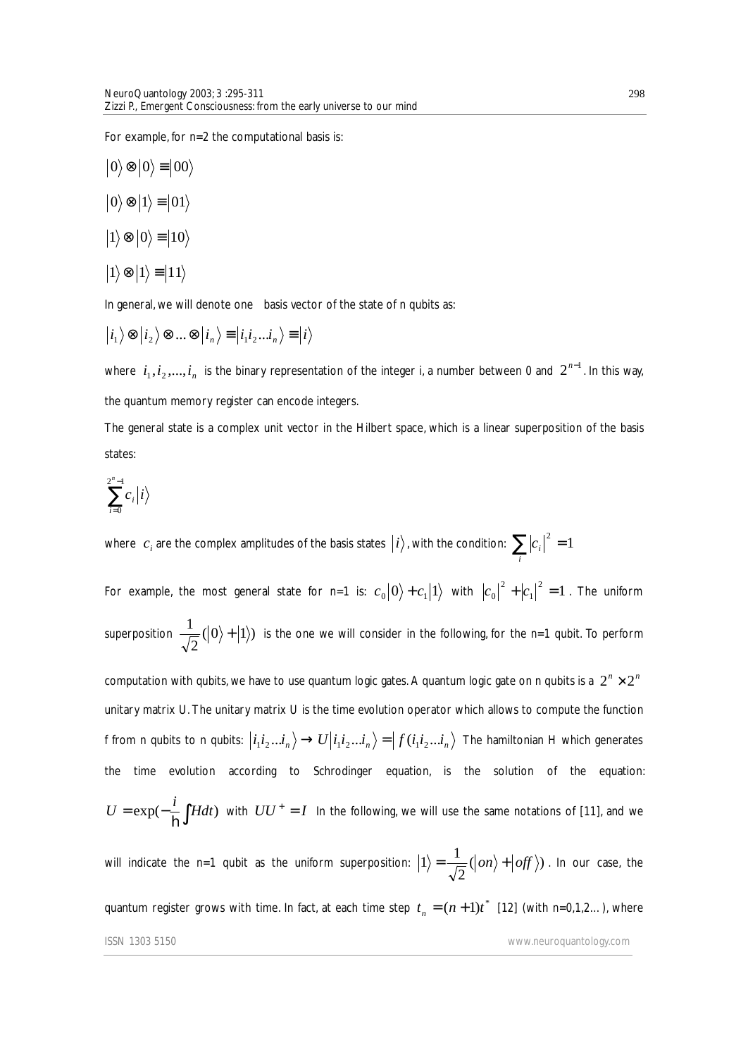For example, for n=2 the computational basis is:

$$|0\rangle \otimes |0\rangle \equiv |00\rangle$$

$$|0\rangle \otimes |1\rangle \equiv |01\rangle$$

$$|1\rangle \otimes |0\rangle \equiv |10\rangle$$

$$|1\rangle \otimes |1\rangle \equiv |11\rangle$$

In general, we will denote one basis vector of the state of n qubits as:

$$|i_1\rangle \otimes |i_2\rangle \otimes ... \otimes |i_n\rangle \equiv |i_1 i_2 ... i_n\rangle \equiv |i\rangle$$

where $i_1, i_2, ..., i_n$ is the binary representation of the integer i, a number between 0 and $2^{n-1}$. In this way, the quantum memory register can encode integers.

The general state is a complex unit vector in the Hilbert space, which is a linear superposition of the basis states:

$$\sum_{i=0}^{2^n - 1} c_i |i\rangle$$

where $c_i$ are the complex amplitudes of the basis states $|i\rangle$, with the condition: $\sum_i |c_i|^2 = 1$

For example, the most general state for n=1 is: $c_0|0\rangle + c_1|1\rangle$ with $|c_0|^2 + |c_1|^2 = 1$. The uniform superposition $\frac{1}{\sqrt{2}}(|0\rangle + |1\rangle)$ is the one we will consider in the following, for the n=1 qubit. To perform computation with qubits, we have to use quantum logic gates. A quantum logic gate on n qubits is a $2^n \times 2^n$ unitary matrix U. The unitary matrix U is the time evolution operator which allows to compute the function f from n qubits to n qubits: $|i_1 i_2 ... i_n\rangle \rightarrow U|i_1 i_2 ... i_n\rangle = |f(i_1 i_2 ... i_n)\rangle$ The hamiltonian H which generates the time evolution according to Schrodinger equation, is the solution of the equation: $U = \exp(-\frac{i}{\hbar}\int H dt)$ with $UU^+ = I$ In the following, we will use the same notations of [11], and we will indicate the n=1 qubit as the uniform superposition: $|1\rangle = \frac{1}{\sqrt{2}}(|on\rangle + |off\rangle)$. In our case, the quantum register grows with time. In fact, at each time step $t_n = (n+1)t^*$ [12] (with n=0,1,2…), where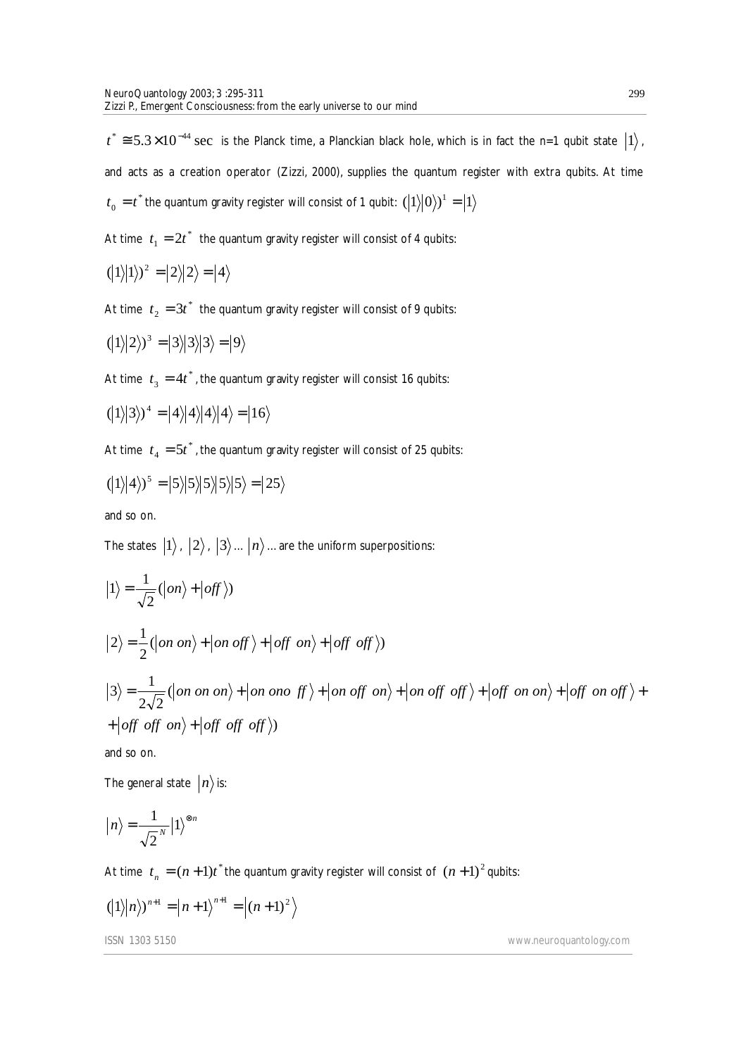$t^* \cong 5.3\times10^{-44}\ \text{sec}$ is the Planck time, a Planckian black hole, which is in fact the n=1 qubit state $|1\rangle$, and acts as a creation operator (Zizzi, 2000), supplies the quantum register with extra qubits. At time $t_0 = t^*$ the quantum gravity register will consist of 1 qubit: $(|1\rangle|0\rangle)^1 = |1\rangle$

At time $t_1 = 2t^*$ the quantum gravity register will consist of 4 qubits:

$$(|1\rangle|1\rangle)^2 = |2\rangle|2\rangle = |4\rangle$$

At time $t_2 = 3t^*$ the quantum gravity register will consist of 9 qubits:

$$(|1\rangle|2\rangle)^3 = |3\rangle|3\rangle|3\rangle = |9\rangle$$

At time $t_3 = 4t^*$, the quantum gravity register will consist 16 qubits:

$$(|1\rangle|3\rangle)^4 = |4\rangle|4\rangle|4\rangle|4\rangle = |16\rangle$$

At time $t_4 = 5t^*$, the quantum gravity register will consist of 25 qubits:

$$(|1\rangle|4\rangle)^5 = |5\rangle|5\rangle|5\rangle|5\rangle|5\rangle = |25\rangle$$

and so on.

The states $|1\rangle$, $|2\rangle$, $|3\rangle$ ... $|n\rangle$ ... are the uniform superpositions:

$$|1\rangle = \frac{1}{\sqrt{2}}(|on\rangle + |off\rangle)$$

$$|2\rangle = \frac{1}{2}(|on\ on\rangle + |on\ off\rangle + |off\ on\rangle + |off\ off\rangle)$$

$$|3\rangle = \frac{1}{2\sqrt{2}}(|on\ on\ on\rangle + |on\ ono\ ff\rangle + |on\ off\ on\rangle + |on\ off\ off\rangle + |off\ on\ on\rangle + |off\ on\ off\rangle + \\ + |off\ off\ on\rangle + |off\ off\ off\rangle)$$

and so on.

The general state $|n\rangle$ is:

$$|n\rangle = \frac{1}{\sqrt{2}^N}|1\rangle^{\otimes n}$$

At time $t_n = (n+1)t^*$ the quantum gravity register will consist of $(n+1)^2$ qubits:

$$(|1\rangle|n\rangle)^{n+1} = |n+1\rangle^{n+1} = |(n+1)^2\rangle$$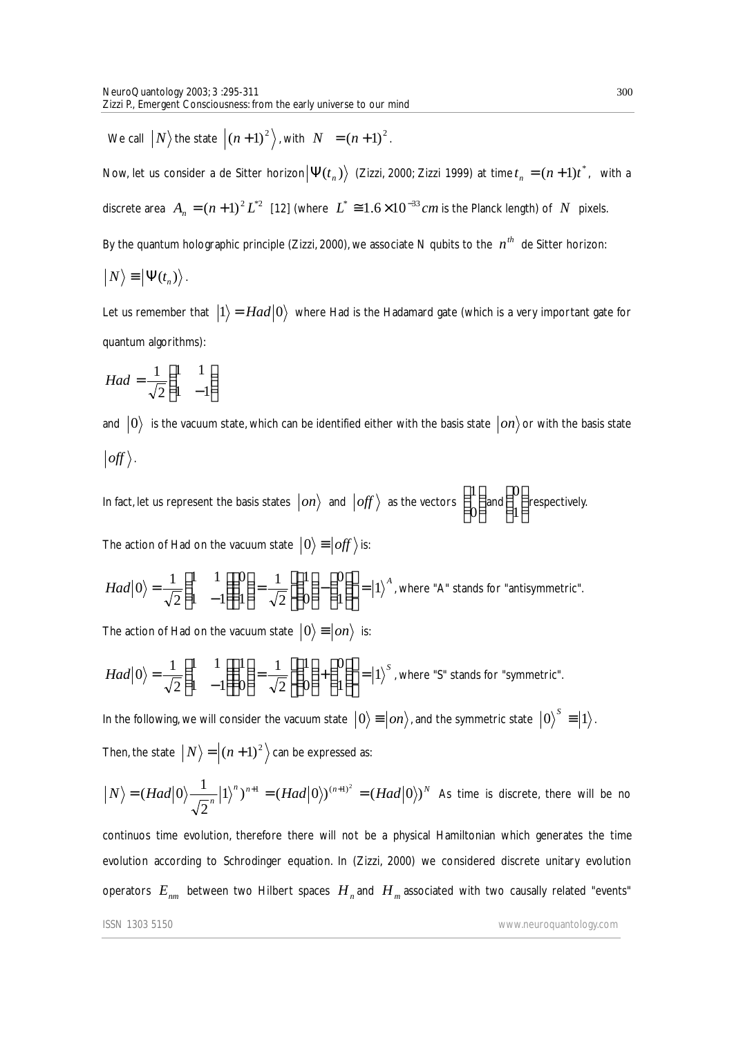We call $|N\rangle$ the state $|(n+1)^2\rangle$, with $N = (n+1)^2$.

Now, let us consider a de Sitter horizon $|\Psi(t_n)\rangle$ (Zizzi, 2000; Zizzi 1999) at time $t_n = (n+1)t^*$, with a discrete area $A_n = (n+1)^2 L^{*2}$ [12] (where $L^* \cong 1.6 \times 10^{-33} cm$ is the Planck length) of $N$ pixels.

By the quantum holographic principle (Zizzi, 2000), we associate N qubits to the $n^{th}$ de Sitter horizon:

$$|N\rangle \equiv |\Psi(t_n)\rangle.$$

Let us remember that $|1\rangle = Had|0\rangle$ where Had is the Hadamard gate (which is a very important gate for quantum algorithms):

$$Had = \frac{1}{\sqrt{2}}\begin{pmatrix} 1 & 1 \\ 1 & -1 \end{pmatrix}$$

and $|0\rangle$ is the vacuum state, which can be identified either with the basis state $|on\rangle$ or with the basis state $|off\rangle$.

In fact, let us represent the basis states $|on\rangle$ and $|off\rangle$ as the vectors $\begin{pmatrix} 1 \\ 0 \end{pmatrix}$ and $\begin{pmatrix} 0 \\ 1 \end{pmatrix}$ respectively.

The action of Had on the vacuum state $|0\rangle \equiv |off\rangle$ is:

$$Had|0\rangle = \frac{1}{\sqrt{2}}\begin{pmatrix} 1 & 1 \\ 1 & -1 \end{pmatrix}\begin{pmatrix} 0 \\ 1 \end{pmatrix} = \frac{1}{\sqrt{2}}\left[\begin{pmatrix} 1 \\ 0 \end{pmatrix} - \begin{pmatrix} 0 \\ 1 \end{pmatrix}\right] = |1\rangle^A$$, where "A" stands for "antisymmetric".

The action of Had on the vacuum state $|0\rangle \equiv |on\rangle$ is:

$$Had|0\rangle = \frac{1}{\sqrt{2}}\begin{pmatrix} 1 & 1 \\ 1 & -1 \end{pmatrix}\begin{pmatrix} 1 \\ 0 \end{pmatrix} = \frac{1}{\sqrt{2}}\left[\begin{pmatrix} 1 \\ 0 \end{pmatrix} + \begin{pmatrix} 0 \\ 1 \end{pmatrix}\right] = |1\rangle^S$$, where "S" stands for "symmetric".

In the following, we will consider the vacuum state $|0\rangle \equiv |on\rangle$, and the symmetric state $|0\rangle^S \equiv |1\rangle$.

Then, the state $|N\rangle = |(n+1)^2\rangle$ can be expressed as:

$|N\rangle = (Had|0\rangle \frac{1}{\sqrt{2}^n}|1\rangle^n)^{n+1} = (Had|0\rangle)^{(n+1)^2} = (Had|0\rangle)^N$ As time is discrete, there will be no continuos time evolution, therefore there will not be a physical Hamiltonian which generates the time evolution according to Schrodinger equation. In (Zizzi, 2000) we considered discrete unitary evolution operators $E_{nm}$ between two Hilbert spaces $H_n$ and $H_m$ associated with two causally related "events"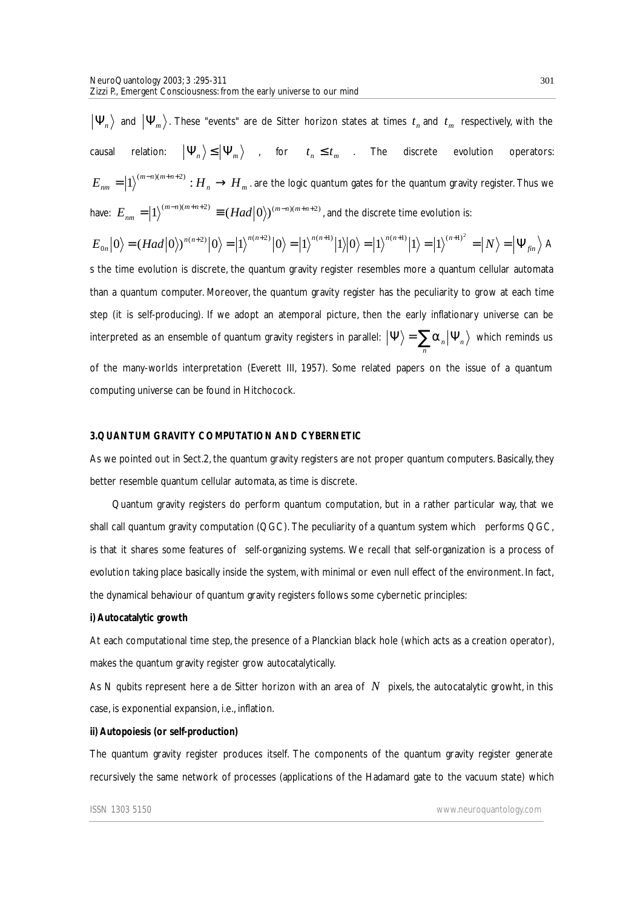$|\Psi_n\rangle$ and $|\Psi_m\rangle$. These "events" are de Sitter horizon states at times $t_n$ and $t_m$ respectively, with the causal relation: $|\Psi_n\rangle \leq |\Psi_m\rangle$ , for $t_n \leq t_m$ . The discrete evolution operators: $E_{nm} = |1\rangle^{(m-n)(m+n+2)} : H_n \rightarrow H_m$. are the logic quantum gates for the quantum gravity register. Thus we have: $E_{nm} = |1\rangle^{(m-n)(m+n+2)} \equiv (Had|0\rangle)^{(m-n)(m+n+2)}$, and the discrete time evolution is:

$$E_{0n}|0\rangle = (Had|0\rangle)^{n(n+2)}|0\rangle = |1\rangle^{n(n+2)}|0\rangle = |1\rangle^{n(n+1)}|1\rangle|0\rangle = |1\rangle^{n(n+1)}|1\rangle = |1\rangle^{(n+1)^2} = |N\rangle = |\Psi_{fin}\rangle$$

As the time evolution is discrete, the quantum gravity register resembles more a quantum cellular automata than a quantum computer. Moreover, the quantum gravity register has the peculiarity to grow at each time step (it is self-producing). If we adopt an atemporal picture, then the early inflationary universe can be interpreted as an ensemble of quantum gravity registers in parallel: $|\Psi\rangle = \sum_n \alpha_n |\Psi_n\rangle$ which reminds us of the many-worlds interpretation (Everett III, 1957). Some related papers on the issue of a quantum computing universe can be found in Hitchocock.

**3.QUANTUM GRAVITY COMPUTATION AND CYBERNETIC**

As we pointed out in Sect.2, the quantum gravity registers are not proper quantum computers. Basically, they better resemble quantum cellular automata, as time is discrete.

Quantum gravity registers do perform quantum computation, but in a rather particular way, that we shall call quantum gravity computation (QGC). The peculiarity of a quantum system which performs QGC, is that it shares some features of self-organizing systems. We recall that self-organization is a process of evolution taking place basically inside the system, with minimal or even null effect of the environment. In fact, the dynamical behaviour of quantum gravity registers follows some cybernetic principles:

**i) Autocatalytic growth**

At each computational time step, the presence of a Planckian black hole (which acts as a creation operator), makes the quantum gravity register grow autocatalytically.

As N qubits represent here a de Sitter horizon with an area of $N$ pixels, the autocatalytic growht, in this case, is exponential expansion, i.e., inflation.

**ii) Autopoiesis (or self-production)**

The quantum gravity register produces itself. The components of the quantum gravity register generate recursively the same network of processes (applications of the Hadamard gate to the vacuum state) which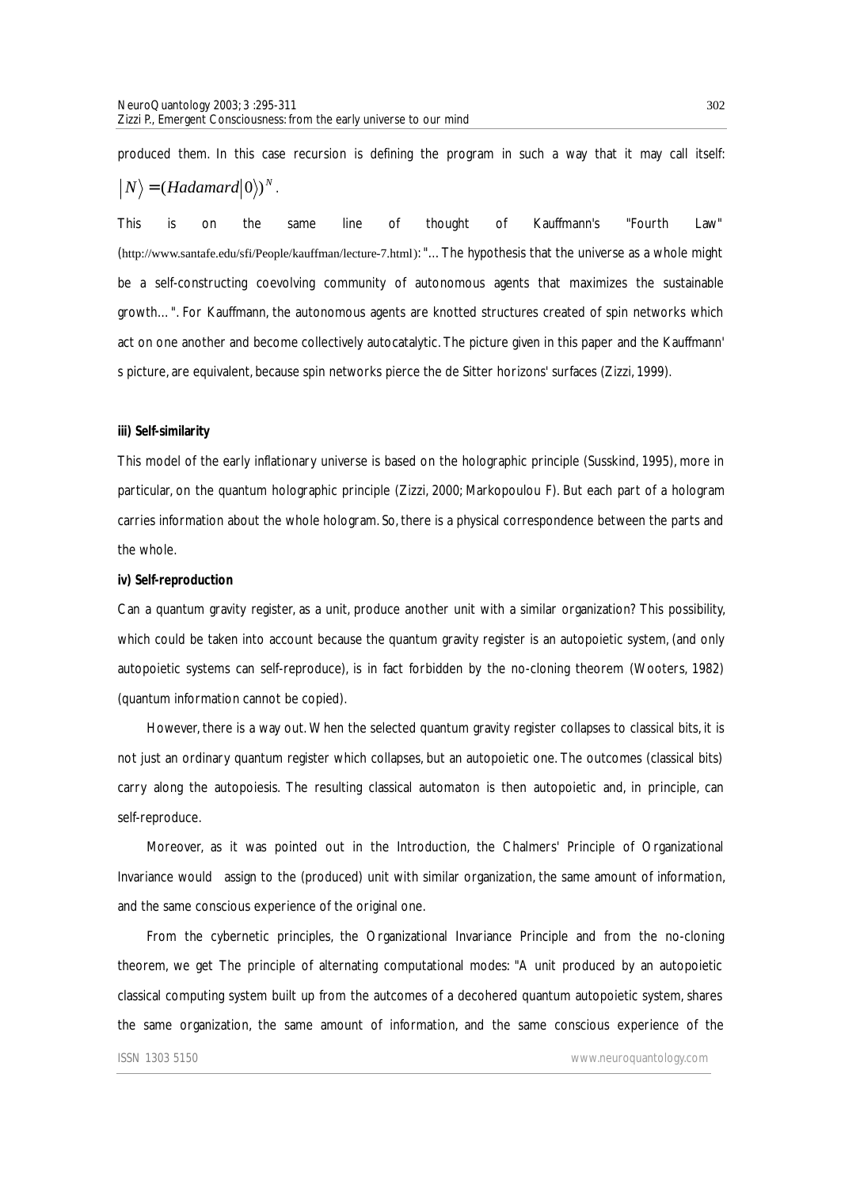produced them. In this case recursion is defining the program in such a way that it may call itself: $|N\rangle = (Hadamard|0\rangle)^N$.

This is on the same line of thought of Kauffmann's "Fourth Law" (http://www.santafe.edu/sfi/People/kauffman/lecture-7.html): "... The hypothesis that the universe as a whole might be a self-constructing coevolving community of autonomous agents that maximizes the sustainable growth...". For Kauffmann, the autonomous agents are knotted structures created of spin networks which act on one another and become collectively autocatalytic. The picture given in this paper and the Kauffmann' s picture, are equivalent, because spin networks pierce the de Sitter horizons' surfaces (Zizzi, 1999).

**iii) Self-similarity**

This model of the early inflationary universe is based on the holographic principle (Susskind, 1995), more in particular, on the quantum holographic principle (Zizzi, 2000; Markopoulou F). But each part of a hologram carries information about the whole hologram. So, there is a physical correspondence between the parts and the whole.

**iv) Self-reproduction**

Can a quantum gravity register, as a unit, produce another unit with a similar organization? This possibility, which could be taken into account because the quantum gravity register is an autopoietic system, (and only autopoietic systems can self-reproduce), is in fact forbidden by the no-cloning theorem (Wooters, 1982) (quantum information cannot be copied).

However, there is a way out. When the selected quantum gravity register collapses to classical bits, it is not just an ordinary quantum register which collapses, but an autopoietic one. The outcomes (classical bits) carry along the autopoiesis. The resulting classical automaton is then autopoietic and, in principle, can self-reproduce.

Moreover, as it was pointed out in the Introduction, the Chalmers' Principle of Organizational Invariance would assign to the (produced) unit with similar organization, the same amount of information, and the same conscious experience of the original one.

From the cybernetic principles, the Organizational Invariance Principle and from the no-cloning theorem, we get The principle of alternating computational modes: "A unit produced by an autopoietic classical computing system built up from the autcomes of a decohered quantum autopoietic system, shares the same organization, the same amount of information, and the same conscious experience of the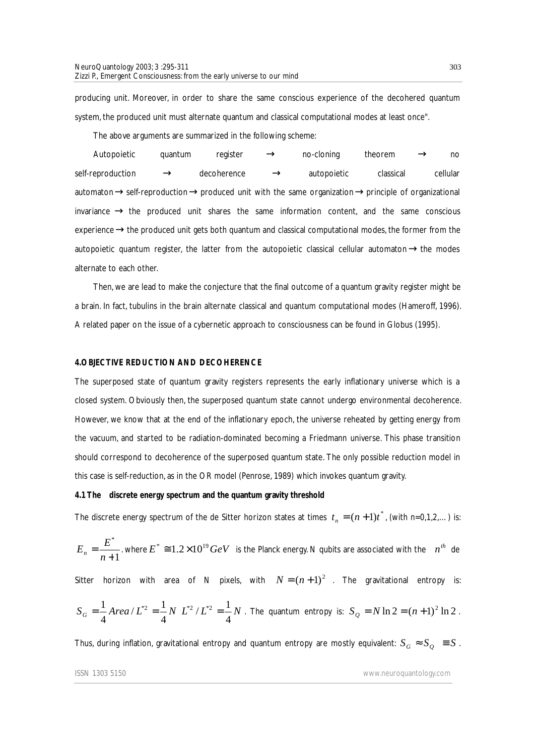producing unit. Moreover, in order to share the same conscious experience of the decohered quantum system, the produced unit must alternate quantum and classical computational modes at least once".

The above arguments are summarized in the following scheme:

Autopoietic quantum register → no-cloning theorem → no self-reproduction → decoherence → autopoietic classical cellular automaton → self-reproduction → produced unit with the same organization → principle of organizational invariance → the produced unit shares the same information content, and the same conscious experience → the produced unit gets both quantum and classical computational modes, the former from the autopoietic quantum register, the latter from the autopoietic classical cellular automaton → the modes alternate to each other.

Then, we are lead to make the conjecture that the final outcome of a quantum gravity register might be a brain. In fact, tubulins in the brain alternate classical and quantum computational modes (Hameroff, 1996). A related paper on the issue of a cybernetic approach to consciousness can be found in Globus (1995).

## 4. OBJECTIVE REDUCTION AND DECOHERENCE

The superposed state of quantum gravity registers represents the early inflationary universe which is a closed system. Obviously then, the superposed quantum state cannot undergo environmental decoherence. However, we know that at the end of the inflationary epoch, the universe reheated by getting energy from the vacuum, and started to be radiation-dominated becoming a Friedmann universe. This phase transition should correspond to decoherence of the superposed quantum state. The only possible reduction model in this case is self-reduction, as in the OR model (Penrose, 1989) which invokes quantum gravity.

### 4.1 The discrete energy spectrum and the quantum gravity threshold

The discrete energy spectrum of the de Sitter horizon states at times $t_n = (n+1)t^*$, (with n=0,1,2,…) is:

$E_n = \frac{E^*}{n+1}$. where $E^* \cong 1.2 \times 10^{19} GeV$ is the Planck energy. N qubits are associated with the $n^{th}$ de Sitter horizon with area of N pixels, with $N = (n+1)^2$. The gravitational entropy is: $S_G = \frac{1}{4} Area / L^{*2} = \frac{1}{4} N \; L^{*2} / L^{*2} = \frac{1}{4} N$. The quantum entropy is: $S_Q = N \ln 2 = (n+1)^2 \ln 2$.

Thus, during inflation, gravitational entropy and quantum entropy are mostly equivalent: $S_G \approx S_Q \equiv S$.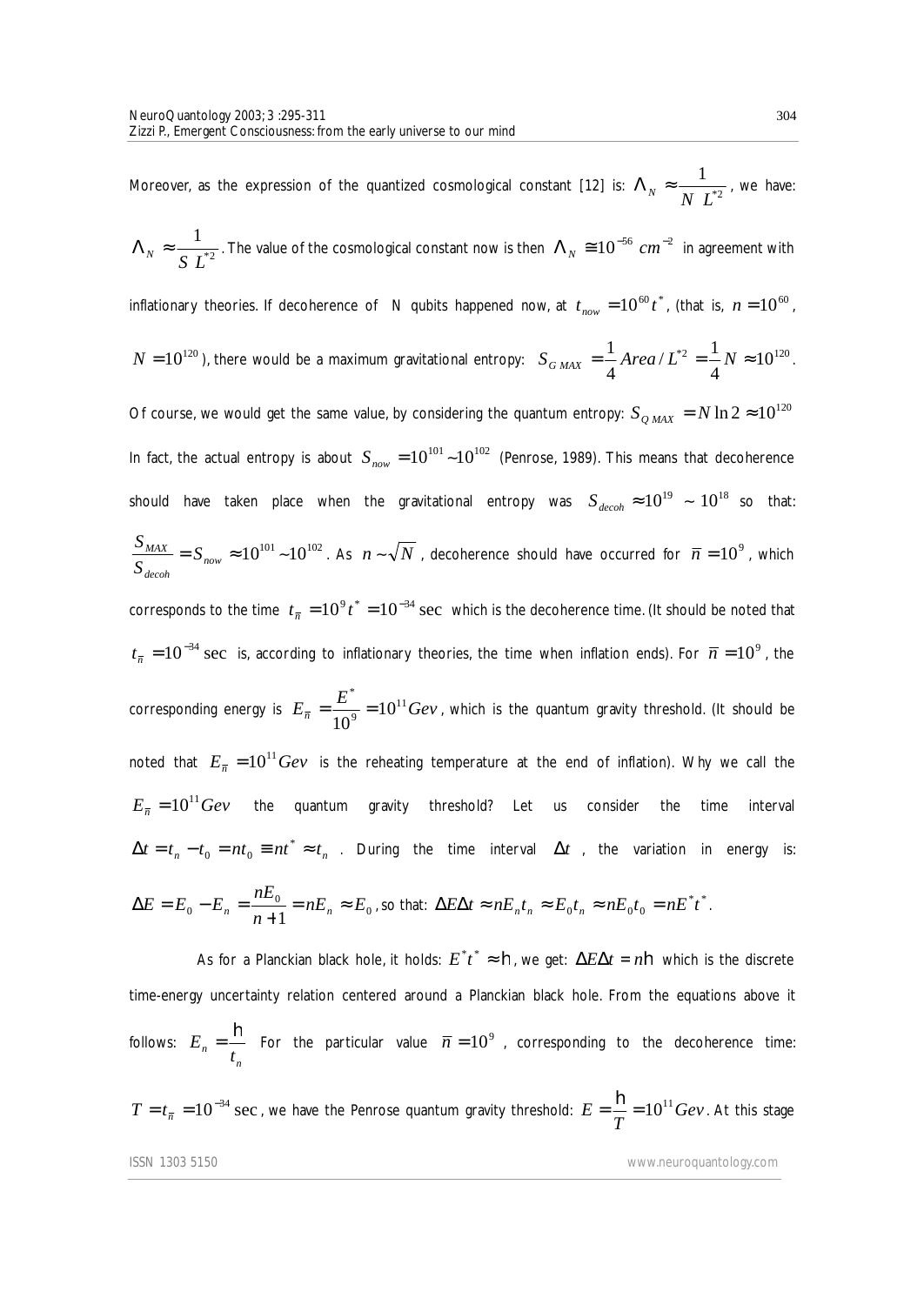Moreover, as the expression of the quantized cosmological constant [12] is: $\Lambda_N \approx \frac{1}{N\ L^{*2}}$, we have: $\Lambda_N \approx \frac{1}{S\ L^{*2}}$. The value of the cosmological constant now is then $\Lambda_N \cong 10^{-56}\ cm^{-2}$ in agreement with inflationary theories. If decoherence of N qubits happened now, at $t_{now} = 10^{60} t^*$, (that is, $n = 10^{60}$, $N = 10^{120}$), there would be a maximum gravitational entropy: $S_{G\ MAX} = \frac{1}{4} Area / L^{*2} = \frac{1}{4} N \approx 10^{120}$. Of course, we would get the same value, by considering the quantum entropy: $S_{Q\ MAX} = N \ln 2 \approx 10^{120}$

In fact, the actual entropy is about $S_{now} = 10^{101} \sim 10^{102}$ (Penrose, 1989). This means that decoherence should have taken place when the gravitational entropy was $S_{decoh} \approx 10^{19} \sim 10^{18}$ so that: $\frac{S_{MAX}}{S_{decoh}} = S_{now} \approx 10^{101} \sim 10^{102}$. As $n \sim \sqrt{N}$, decoherence should have occurred for $\overline{n} = 10^9$, which corresponds to the time $t_{\overline{n}} = 10^9 t^* = 10^{-34}\sec$ which is the decoherence time. (It should be noted that $t_{\overline{n}} = 10^{-34}\sec$ is, according to inflationary theories, the time when inflation ends). For $\overline{n} = 10^9$, the corresponding energy is $E_{\overline{n}} = \frac{E^*}{10^9} = 10^{11} Gev$, which is the quantum gravity threshold. (It should be noted that $E_{\overline{n}} = 10^{11} Gev$ is the reheating temperature at the end of inflation). Why we call the $E_{\overline{n}} = 10^{11} Gev$ the quantum gravity threshold? Let us consider the time interval $\Delta t = t_n - t_0 = nt_0 \equiv nt^* \approx t_n$. During the time interval $\Delta t$, the variation in energy is: $\Delta E = E_0 - E_n = \frac{nE_0}{n+1} = nE_n \approx E_0$, so that: $\Delta E \Delta t \approx nE_n t_n \approx E_0 t_n \approx nE_0 t_0 = nE^* t^*$.

As for a Planckian black hole, it holds: $E^* t^* \approx \hbar$, we get: $\Delta E \Delta t = n\hbar$ which is the discrete time-energy uncertainty relation centered around a Planckian black hole. From the equations above it follows: $E_n = \frac{\hbar}{t_n}$ For the particular value $\overline{n} = 10^9$, corresponding to the decoherence time: $T = t_{\overline{n}} = 10^{-34}\sec$, we have the Penrose quantum gravity threshold: $E = \frac{\hbar}{T} = 10^{11} Gev$. At this stage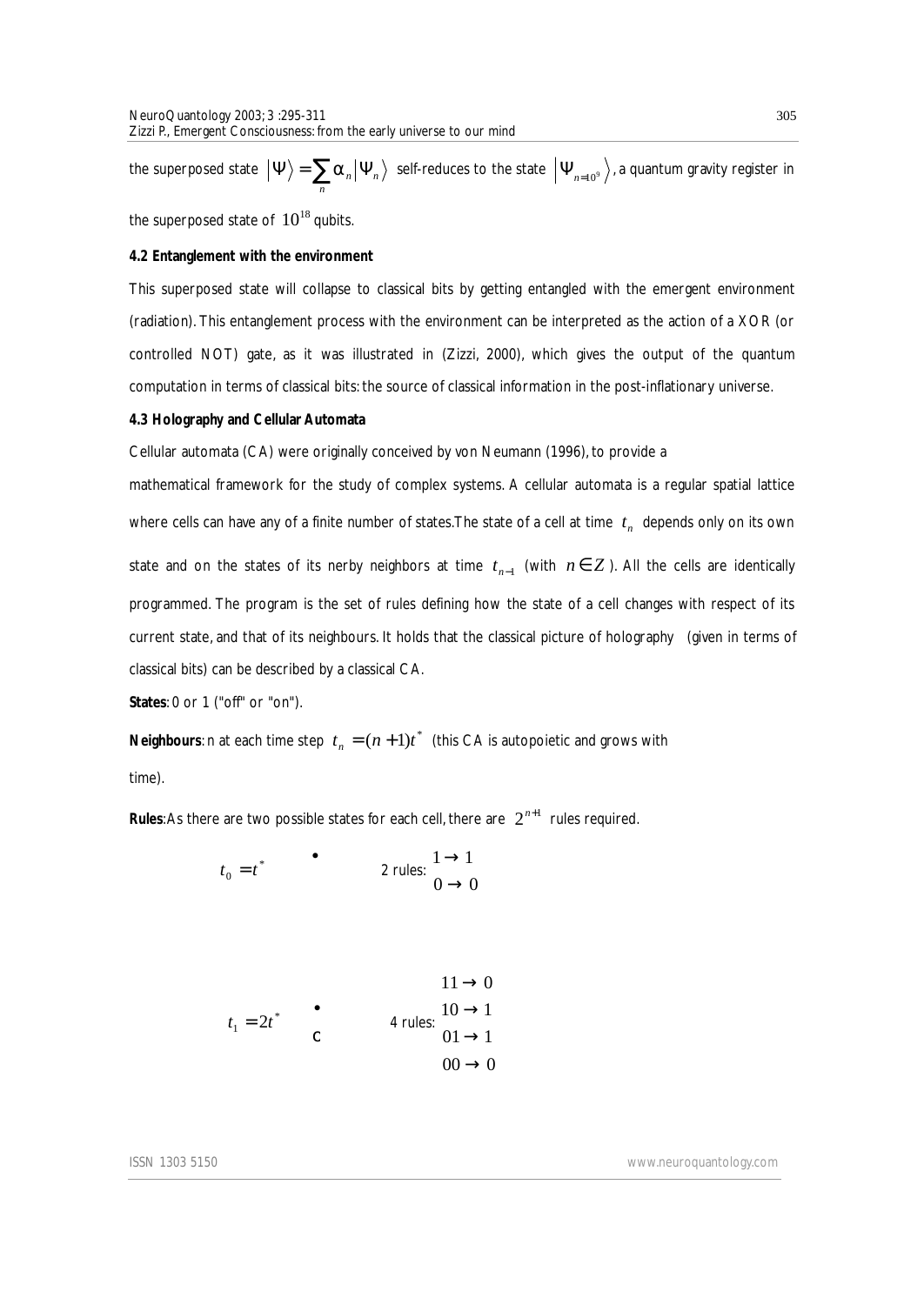the superposed state $\left|\Psi\right\rangle = \sum_n \alpha_n \left|\Psi_n\right\rangle$ self-reduces to the state $\left|\Psi_{n=10^9}\right\rangle$, a quantum gravity register in the superposed state of $10^{18}$ qubits.

### 4.2 Entanglement with the environment

This superposed state will collapse to classical bits by getting entangled with the emergent environment (radiation). This entanglement process with the environment can be interpreted as the action of a XOR (or controlled NOT) gate, as it was illustrated in (Zizzi, 2000), which gives the output of the quantum computation in terms of classical bits: the source of classical information in the post-inflationary universe.

### 4.3 Holography and Cellular Automata

Cellular automata (CA) were originally conceived by von Neumann (1996), to provide a mathematical framework for the study of complex systems. A cellular automata is a regular spatial lattice where cells can have any of a finite number of states.The state of a cell at time $t_n$ depends only on its own state and on the states of its nerby neighbors at time $t_{n-1}$ (with $n \in Z$). All the cells are identically programmed. The program is the set of rules defining how the state of a cell changes with respect of its current state, and that of its neighbours. It holds that the classical picture of holography (given in terms of classical bits) can be described by a classical CA.

**States**: 0 or 1 ("off" or "on").

**Neighbours**: n at each time step $t_n = (n+1)t^*$ (this CA is autopoietic and grows with time).

**Rules**: As there are two possible states for each cell, there are $2^{n+1}$ rules required.

$t_0 = t^*$ •  2 rules: $\begin{matrix} 1 \rightarrow 1 \\ 0 \rightarrow 0 \end{matrix}$

$t_1 = 2t^*$ • c  4 rules: $\begin{matrix} 11 \rightarrow 0 \\ 10 \rightarrow 1 \\ 01 \rightarrow 1 \\ 00 \rightarrow 0 \end{matrix}$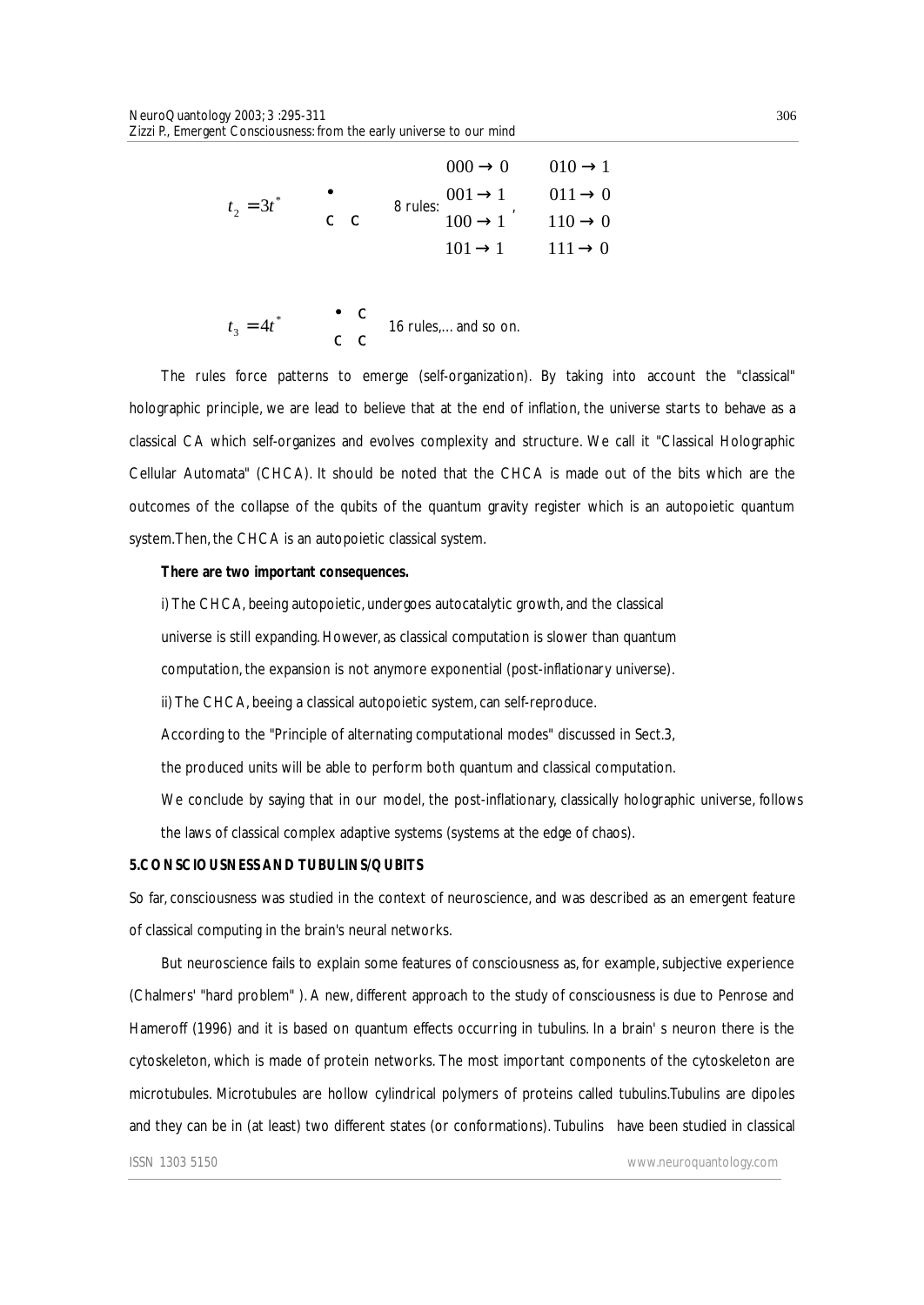$t_2 = 3t^*$ $\quad \begin{matrix} \bullet & \\ c & c \end{matrix}$ $\quad$ 8 rules: $\begin{matrix} 000 \rightarrow 0 \\ 001 \rightarrow 1 \\ 100 \rightarrow 1 \\ 101 \rightarrow 1 \end{matrix}$, $\begin{matrix} 010 \rightarrow 1 \\ 011 \rightarrow 0 \\ 110 \rightarrow 0 \\ 111 \rightarrow 0 \end{matrix}$

$t_3 = 4t^*$ $\quad \begin{matrix} \bullet & c \\ c & c \end{matrix}$ $\quad$ 16 rules,... and so on.

The rules force patterns to emerge (self-organization). By taking into account the "classical" holographic principle, we are lead to believe that at the end of inflation, the universe starts to behave as a classical CA which self-organizes and evolves complexity and structure. We call it "Classical Holographic Cellular Automata" (CHCA). It should be noted that the CHCA is made out of the bits which are the outcomes of the collapse of the qubits of the quantum gravity register which is an autopoietic quantum system.Then, the CHCA is an autopoietic classical system.

**There are two important consequences.**

i) The CHCA, beeing autopoietic, undergoes autocatalytic growth, and the classical universe is still expanding. However, as classical computation is slower than quantum computation, the expansion is not anymore exponential (post-inflationary universe).

ii) The CHCA, beeing a classical autopoietic system, can self-reproduce.

According to the "Principle of alternating computational modes" discussed in Sect.3, the produced units will be able to perform both quantum and classical computation.

We conclude by saying that in our model, the post-inflationary, classically holographic universe, follows the laws of classical complex adaptive systems (systems at the edge of chaos).

## 5.CONSCIOUSNESS AND TUBULINS/QUBITS

So far, consciousness was studied in the context of neuroscience, and was described as an emergent feature of classical computing in the brain's neural networks.

But neuroscience fails to explain some features of consciousness as, for example, subjective experience (Chalmers' "hard problem" ). A new, different approach to the study of consciousness is due to Penrose and Hameroff (1996) and it is based on quantum effects occurring in tubulins. In a brain' s neuron there is the cytoskeleton, which is made of protein networks. The most important components of the cytoskeleton are microtubules. Microtubules are hollow cylindrical polymers of proteins called tubulins.Tubulins are dipoles and they can be in (at least) two different states (or conformations). Tubulins have been studied in classical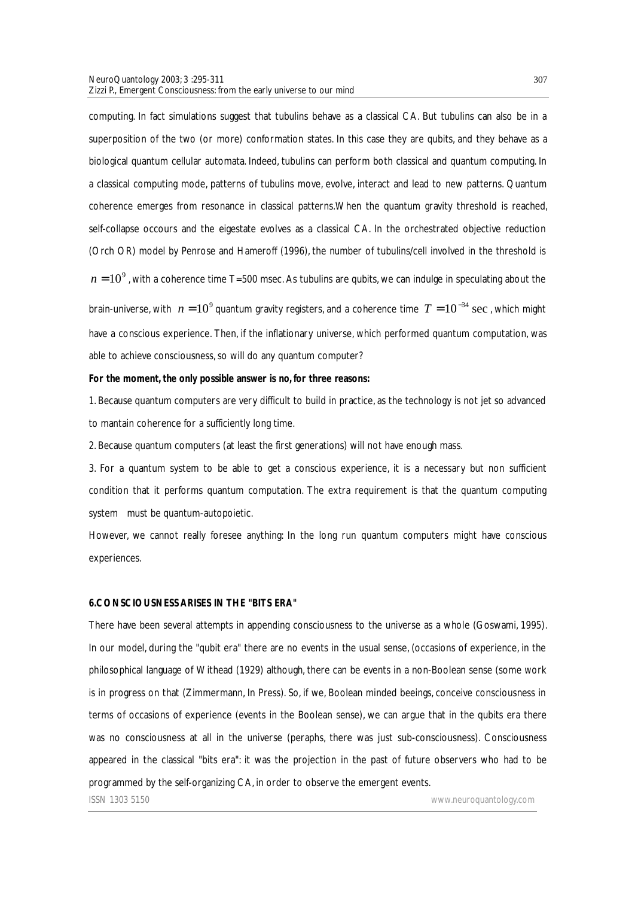computing. In fact simulations suggest that tubulins behave as a classical CA. But tubulins can also be in a superposition of the two (or more) conformation states. In this case they are qubits, and they behave as a biological quantum cellular automata. Indeed, tubulins can perform both classical and quantum computing. In a classical computing mode, patterns of tubulins move, evolve, interact and lead to new patterns. Quantum coherence emerges from resonance in classical patterns.When the quantum gravity threshold is reached, self-collapse occours and the eigestate evolves as a classical CA. In the orchestrated objective reduction (Orch OR) model by Penrose and Hameroff (1996), the number of tubulins/cell involved in the threshold is $n = 10^9$, with a coherence time T=500 msec. As tubulins are qubits, we can indulge in speculating about the brain-universe, with $n = 10^9$ quantum gravity registers, and a coherence time $T = 10^{-34}$ sec, which might have a conscious experience. Then, if the inflationary universe, which performed quantum computation, was able to achieve consciousness, so will do any quantum computer?

**For the moment, the only possible answer is no, for three reasons:**

1. Because quantum computers are very difficult to build in practice, as the technology is not jet so advanced to mantain coherence for a sufficiently long time.

2. Because quantum computers (at least the first generations) will not have enough mass.

3. For a quantum system to be able to get a conscious experience, it is a necessary but non sufficient condition that it performs quantum computation. The extra requirement is that the quantum computing system must be quantum-autopoietic.

However, we cannot really foresee anything: In the long run quantum computers might have conscious experiences.

## 6. CONSCIOUSNESS ARISES IN THE "BITS ERA"

There have been several attempts in appending consciousness to the universe as a whole (Goswami, 1995). In our model, during the "qubit era" there are no events in the usual sense, (occasions of experience, in the philosophical language of Withead (1929) although, there can be events in a non-Boolean sense (some work is in progress on that (Zimmermann, In Press). So, if we, Boolean minded beeings, conceive consciousness in terms of occasions of experience (events in the Boolean sense), we can argue that in the qubits era there was no consciousness at all in the universe (peraphs, there was just sub-consciousness). Consciousness appeared in the classical "bits era": it was the projection in the past of future observers who had to be programmed by the self-organizing CA, in order to observe the emergent events.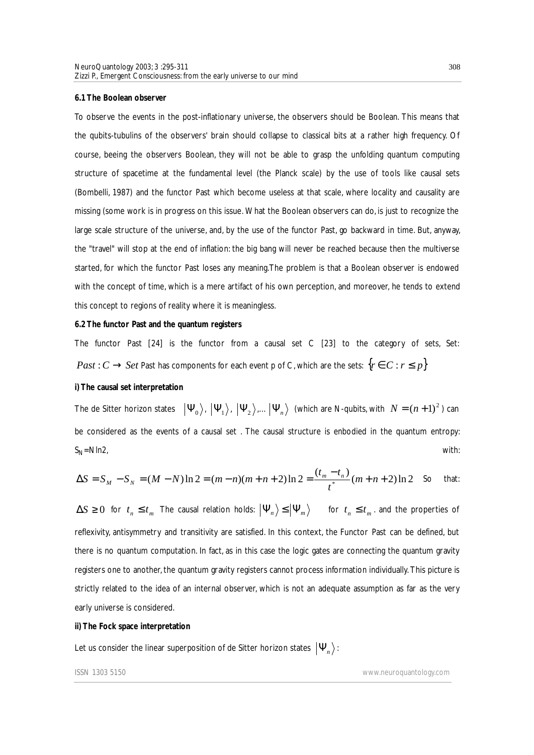**6.1 The Boolean observer**

To observe the events in the post-inflationary universe, the observers should be Boolean. This means that the qubits-tubulins of the observers' brain should collapse to classical bits at a rather high frequency. Of course, beeing the observers Boolean, they will not be able to grasp the unfolding quantum computing structure of spacetime at the fundamental level (the Planck scale) by the use of tools like causal sets (Bombelli, 1987) and the functor Past which become useless at that scale, where locality and causality are missing (some work is in progress on this issue. What the Boolean observers can do, is just to recognize the large scale structure of the universe, and, by the use of the functor Past, go backward in time. But, anyway, the "travel" will stop at the end of inflation: the big bang will never be reached because then the multiverse started, for which the functor Past loses any meaning.The problem is that a Boolean observer is endowed with the concept of time, which is a mere artifact of his own perception, and moreover, he tends to extend this concept to regions of reality where it is meaningless.

**6.2 The functor Past and the quantum registers**

The functor Past [24] is the functor from a causal set C [23] to the category of sets, Set: $Past : C \rightarrow Set$ Past has components for each event p of C, which are the sets: $\{r \in C : r \leq p\}$

**i) The causal set interpretation**

The de Sitter horizon states $|\Psi_0\rangle$, $|\Psi_1\rangle$, $|\Psi_2\rangle$,... $|\Psi_n\rangle$ (which are N-qubits, with $N = (n+1)^2$ ) can be considered as the events of a causal set . The causal structure is enbodied in the quantum entropy: $S_N$=Nln2, with:

$$\Delta S = S_M - S_N = (M - N)\ln 2 = (m - n)(m + n + 2)\ln 2 = \frac{(t_m - t_n)}{t^*}(m + n + 2)\ln 2$$ So that:

$\Delta S \geq 0$ for $t_n \leq t_m$ The causal relation holds: $|\Psi_n\rangle \leq |\Psi_m\rangle$ for $t_n \leq t_m$. and the properties of reflexivity, antisymmetry and transitivity are satisfied. In this context, the Functor Past can be defined, but there is no quantum computation. In fact, as in this case the logic gates are connecting the quantum gravity registers one to another, the quantum gravity registers cannot process information individually. This picture is strictly related to the idea of an internal observer, which is not an adequate assumption as far as the very early universe is considered.

**ii) The Fock space interpretation**

Let us consider the linear superposition of de Sitter horizon states $|\Psi_n\rangle$: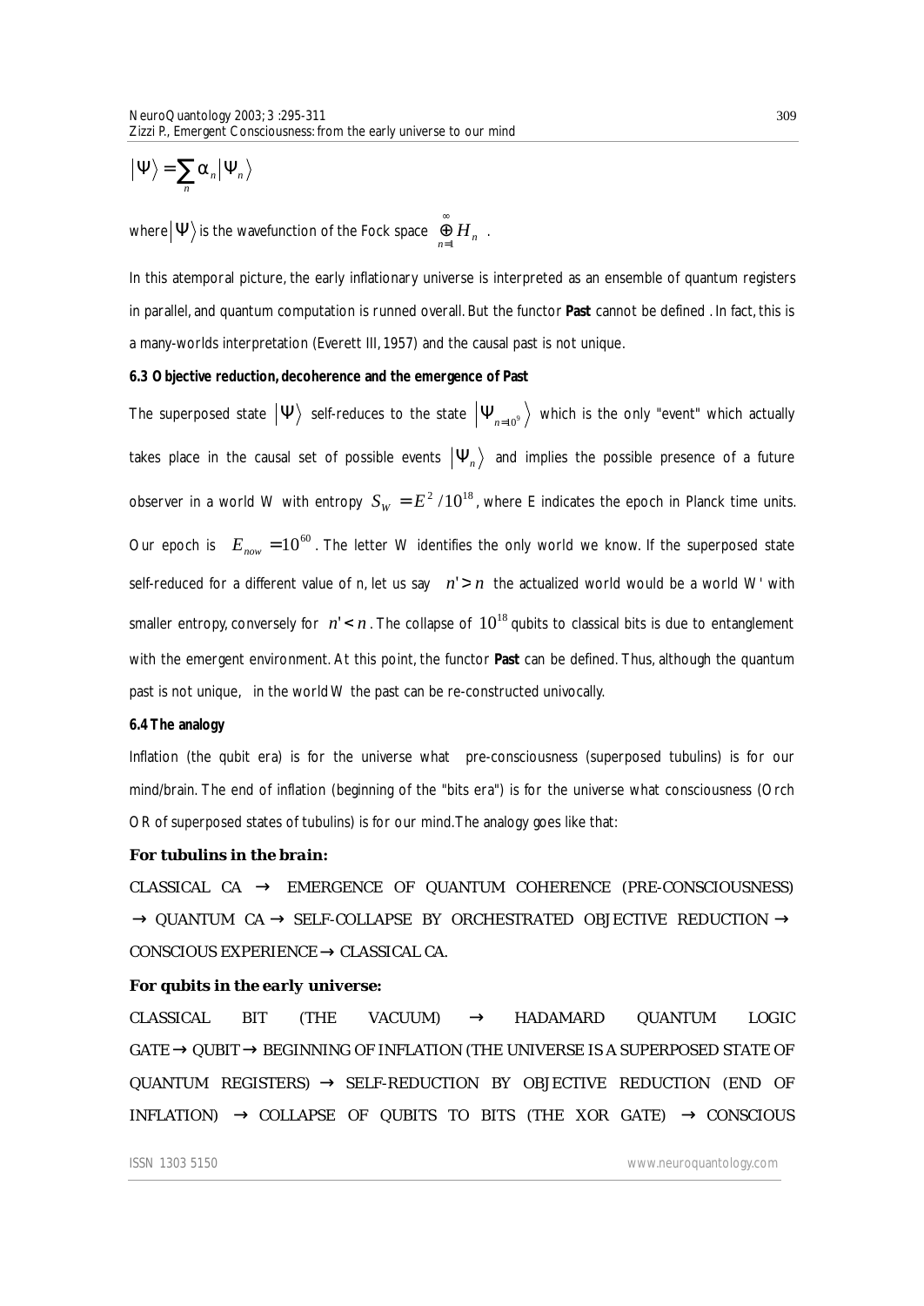$$|\Psi\rangle = \sum_n \alpha_n |\Psi_n\rangle$$

where $|\Psi\rangle$ is the wavefunction of the Fock space $\overset{\infty}{\underset{n=1}{\oplus}} H_n$ .

In this atemporal picture, the early inflationary universe is interpreted as an ensemble of quantum registers in parallel, and quantum computation is runned overall. But the functor **Past** cannot be defined . In fact, this is a many-worlds interpretation (Everett III, 1957) and the causal past is not unique.

**6.3 Objective reduction, decoherence and the emergence of Past**

The superposed state $|\Psi\rangle$ self-reduces to the state $|\Psi_{n=10^9}\rangle$ which is the only "event" which actually takes place in the causal set of possible events $|\Psi_n\rangle$ and implies the possible presence of a future observer in a world W with entropy $S_W = E^2/10^{18}$, where E indicates the epoch in Planck time units. Our epoch is $E_{now} = 10^{60}$. The letter W identifies the only world we know. If the superposed state self-reduced for a different value of n, let us say $n' > n$ the actualized world would be a world W' with smaller entropy, conversely for $n' < n$. The collapse of $10^{18}$ qubits to classical bits is due to entanglement with the emergent environment. At this point, the functor **Past** can be defined. Thus, although the quantum past is not unique, in the world W the past can be re-constructed univocally.

**6.4 The analogy**

Inflation (the qubit era) is for the universe what pre-consciousness (superposed tubulins) is for our mind/brain. The end of inflation (beginning of the "bits era") is for the universe what consciousness (Orch OR of superposed states of tubulins) is for our mind.The analogy goes like that:

***For tubulins in the brain:***

CLASSICAL CA → EMERGENCE OF QUANTUM COHERENCE (PRE-CONSCIOUSNESS) → QUANTUM CA → SELF-COLLAPSE BY ORCHESTRATED OBJECTIVE REDUCTION → CONSCIOUS EXPERIENCE → CLASSICAL CA.

***For qubits in the early universe:***

CLASSICAL BIT (THE VACUUM) → HADAMARD QUANTUM LOGIC GATE → QUBIT → BEGINNING OF INFLATION (THE UNIVERSE IS A SUPERPOSED STATE OF QUANTUM REGISTERS) → SELF-REDUCTION BY OBJECTIVE REDUCTION (END OF INFLATION) → COLLAPSE OF QUBITS TO BITS (THE XOR GATE) → CONSCIOUS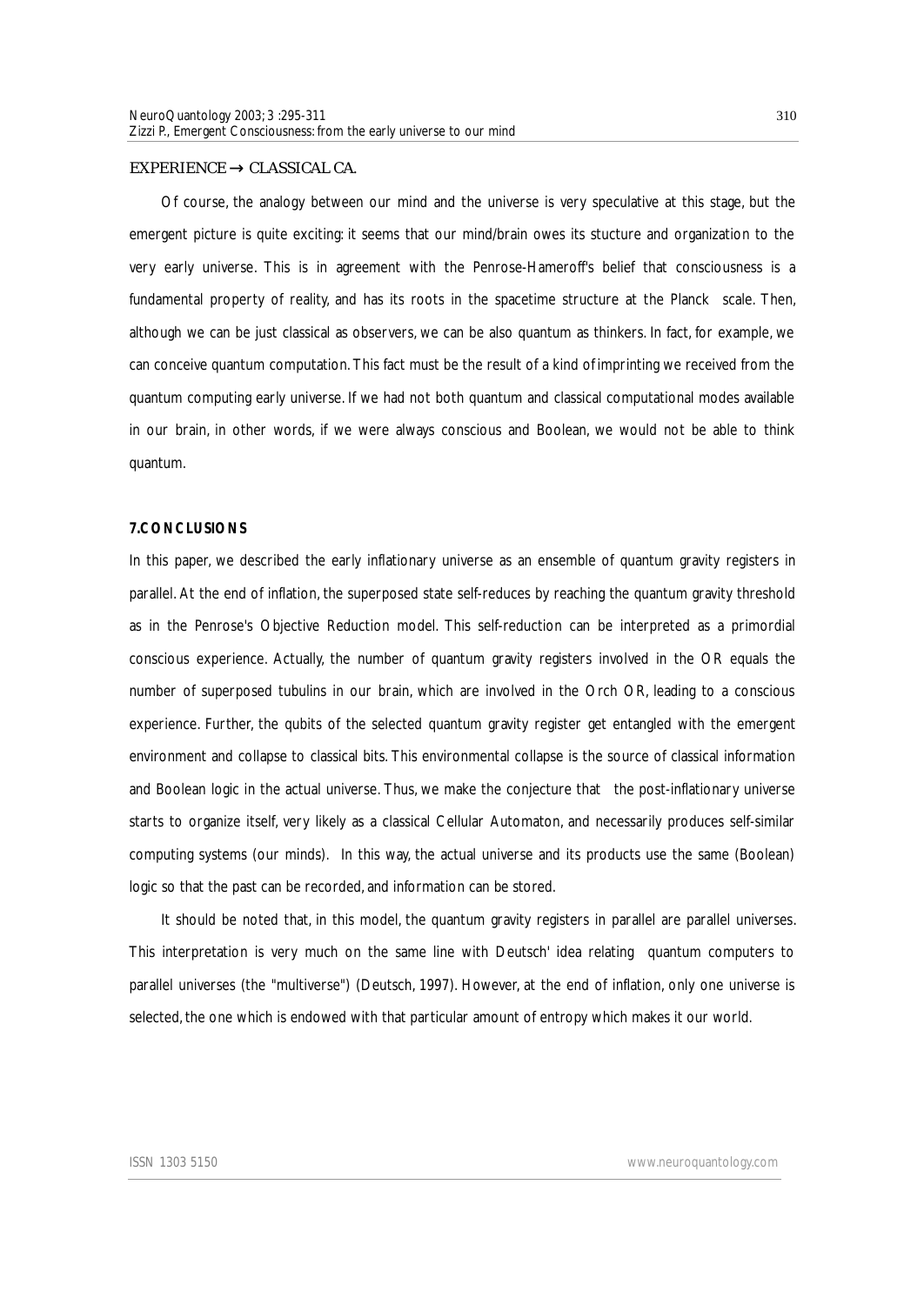EXPERIENCE → CLASSICAL CA.

Of course, the analogy between our mind and the universe is very speculative at this stage, but the emergent picture is quite exciting: it seems that our mind/brain owes its stucture and organization to the very early universe. This is in agreement with the Penrose-Hameroff's belief that consciousness is a fundamental property of reality, and has its roots in the spacetime structure at the Planck scale. Then, although we can be just classical as observers, we can be also quantum as thinkers. In fact, for example, we can conceive quantum computation. This fact must be the result of a kind of imprinting we received from the quantum computing early universe. If we had not both quantum and classical computational modes available in our brain, in other words, if we were always conscious and Boolean, we would not be able to think quantum.

## 7.CONCLUSIONS

In this paper, we described the early inflationary universe as an ensemble of quantum gravity registers in parallel. At the end of inflation, the superposed state self-reduces by reaching the quantum gravity threshold as in the Penrose's Objective Reduction model. This self-reduction can be interpreted as a primordial conscious experience. Actually, the number of quantum gravity registers involved in the OR equals the number of superposed tubulins in our brain, which are involved in the Orch OR, leading to a conscious experience. Further, the qubits of the selected quantum gravity register get entangled with the emergent environment and collapse to classical bits. This environmental collapse is the source of classical information and Boolean logic in the actual universe. Thus, we make the conjecture that the post-inflationary universe starts to organize itself, very likely as a classical Cellular Automaton, and necessarily produces self-similar computing systems (our minds). In this way, the actual universe and its products use the same (Boolean) logic so that the past can be recorded, and information can be stored.

It should be noted that, in this model, the quantum gravity registers in parallel are parallel universes. This interpretation is very much on the same line with Deutsch' idea relating quantum computers to parallel universes (the "multiverse") (Deutsch, 1997). However, at the end of inflation, only one universe is selected, the one which is endowed with that particular amount of entropy which makes it our world.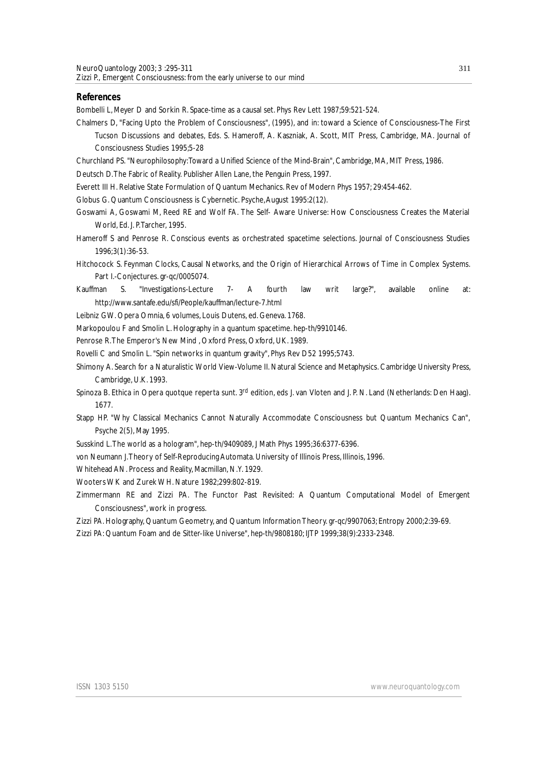## References

Bombelli L, Meyer D and Sorkin R. Space-time as a causal set. Phys Rev Lett 1987;59:521-524.

Chalmers D, "Facing Upto the Problem of Consciousness", (1995), and in: toward a Science of Consciousness-The First Tucson Discussions and debates, Eds. S. Hameroff, A. Kaszniak, A. Scott, MIT Press, Cambridge, MA. Journal of Consciousness Studies 1995;5-28

Churchland PS. "Neurophilosophy:Toward a Unified Science of the Mind-Brain", Cambridge, MA, MIT Press, 1986.

Deutsch D.The Fabric of Reality. Publisher Allen Lane, the Penguin Press, 1997.

Everett III H. Relative State Formulation of Quantum Mechanics. Rev of Modern Phys 1957; 29:454-462.

Globus G. Quantum Consciousness is Cybernetic. Psyche, August 1995:2(12).

Goswami A, Goswami M, Reed RE and Wolf FA. The Self- Aware Universe: How Consciousness Creates the Material World, Ed. J. P.Tarcher, 1995.

Hameroff S and Penrose R. Conscious events as orchestrated spacetime selections. Journal of Consciousness Studies 1996;3(1):36-53.

Hitchocock S. Feynman Clocks, Causal Networks, and the Origin of Hierarchical Arrows of Time in Complex Systems. Part I.-Conjectures. gr-qc/0005074.

Kauffman S. "Investigations-Lecture 7- A fourth law writ large?", available online at: http://www.santafe.edu/sfi/People/kauffman/lecture-7.html

Leibniz GW. Opera Omnia, 6 volumes, Louis Dutens, ed. Geneva. 1768.

Markopoulou F and Smolin L. Holography in a quantum spacetime. hep-th/9910146.

Penrose R.The Emperor's New Mind , Oxford Press, Oxford, UK. 1989.

Rovelli C and Smolin L. "Spin networks in quantum gravity", Phys Rev D52 1995;5743.

Shimony A. Search for a Naturalistic World View-Volume II. Natural Science and Metaphysics. Cambridge University Press, Cambridge, U.K. 1993.

Spinoza B. Ethica in Opera quotque reperta sunt. 3rd edition, eds J. van Vloten and J. P. N. Land (Netherlands: Den Haag). 1677.

Stapp HP. "Why Classical Mechanics Cannot Naturally Accommodate Consciousness but Quantum Mechanics Can", Psyche 2(5), May 1995.

Susskind L.The world as a hologram", hep-th/9409089, J Math Phys 1995;36:6377-6396.

von Neumann J.Theory of Self-Reproducing Automata. University of Illinois Press, Illinois, 1996.

Whitehead AN. Process and Reality, Macmillan, N.Y. 1929.

Wooters WK and Zurek WH. Nature 1982;299:802-819.

Zimmermann RE and Zizzi PA. The Functor Past Revisited: A Quantum Computational Model of Emergent Consciousness", work in progress.

Zizzi PA. Holography, Quantum Geometry, and Quantum Information Theory. gr-qc/9907063; Entropy 2000;2:39-69.

Zizzi PA: Quantum Foam and de Sitter-like Universe", hep-th/9808180; IJTP 1999;38(9):2333-2348.